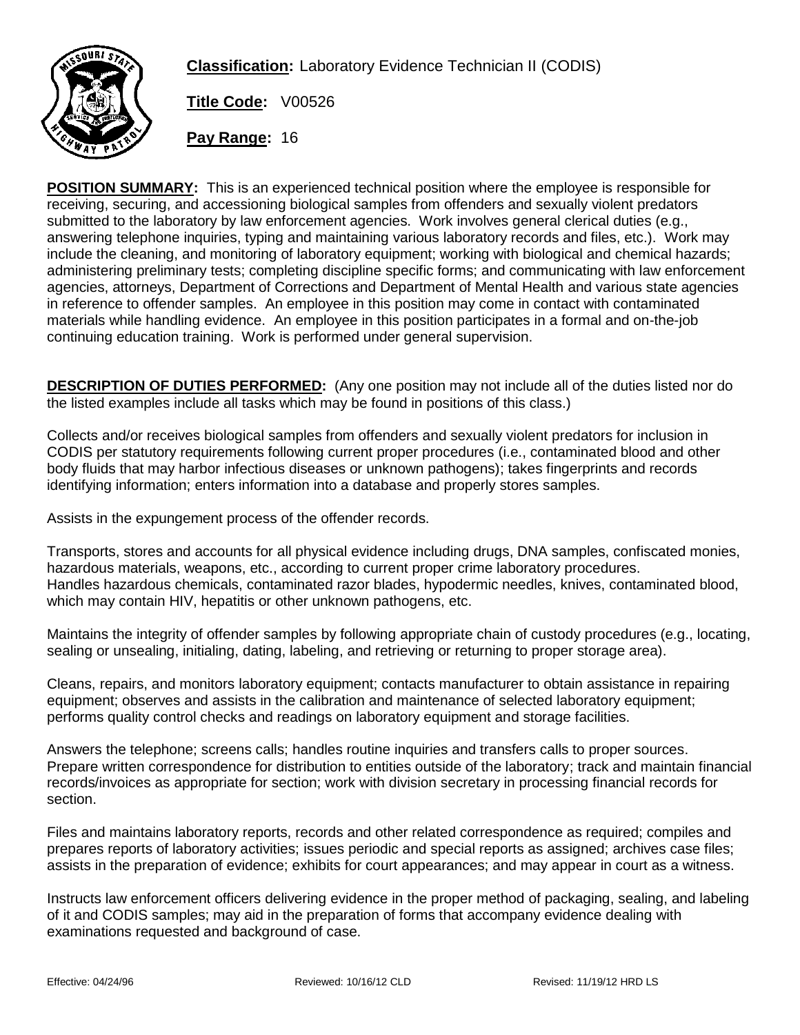**Classification:** Laboratory Evidence Technician II (CODIS)

**Title Code:** V00526

**Pay Range:** 16

**POSITION SUMMARY:** This is an experienced technical position where the employee is responsible for receiving, securing, and accessioning biological samples from offenders and sexually violent predators submitted to the laboratory by law enforcement agencies. Work involves general clerical duties (e.g., answering telephone inquiries, typing and maintaining various laboratory records and files, etc.). Work may include the cleaning, and monitoring of laboratory equipment; working with biological and chemical hazards; administering preliminary tests; completing discipline specific forms; and communicating with law enforcement agencies, attorneys, Department of Corrections and Department of Mental Health and various state agencies in reference to offender samples. An employee in this position may come in contact with contaminated materials while handling evidence. An employee in this position participates in a formal and on-the-job continuing education training. Work is performed under general supervision.

**DESCRIPTION OF DUTIES PERFORMED:** (Any one position may not include all of the duties listed nor do the listed examples include all tasks which may be found in positions of this class.)

Collects and/or receives biological samples from offenders and sexually violent predators for inclusion in CODIS per statutory requirements following current proper procedures (i.e., contaminated blood and other body fluids that may harbor infectious diseases or unknown pathogens); takes fingerprints and records identifying information; enters information into a database and properly stores samples.

Assists in the expungement process of the offender records.

Transports, stores and accounts for all physical evidence including drugs, DNA samples, confiscated monies, hazardous materials, weapons, etc., according to current proper crime laboratory procedures. Handles hazardous chemicals, contaminated razor blades, hypodermic needles, knives, contaminated blood, which may contain HIV, hepatitis or other unknown pathogens, etc.

Maintains the integrity of offender samples by following appropriate chain of custody procedures (e.g., locating, sealing or unsealing, initialing, dating, labeling, and retrieving or returning to proper storage area).

Cleans, repairs, and monitors laboratory equipment; contacts manufacturer to obtain assistance in repairing equipment; observes and assists in the calibration and maintenance of selected laboratory equipment; performs quality control checks and readings on laboratory equipment and storage facilities.

Answers the telephone; screens calls; handles routine inquiries and transfers calls to proper sources. Prepare written correspondence for distribution to entities outside of the laboratory; track and maintain financial records/invoices as appropriate for section; work with division secretary in processing financial records for section.

Files and maintains laboratory reports, records and other related correspondence as required; compiles and prepares reports of laboratory activities; issues periodic and special reports as assigned; archives case files; assists in the preparation of evidence; exhibits for court appearances; and may appear in court as a witness.

Instructs law enforcement officers delivering evidence in the proper method of packaging, sealing, and labeling of it and CODIS samples; may aid in the preparation of forms that accompany evidence dealing with examinations requested and background of case.

Effective: 04/24/96 Reviewed: 10/16/12 CLD Revised: 11/19/12 HRD LS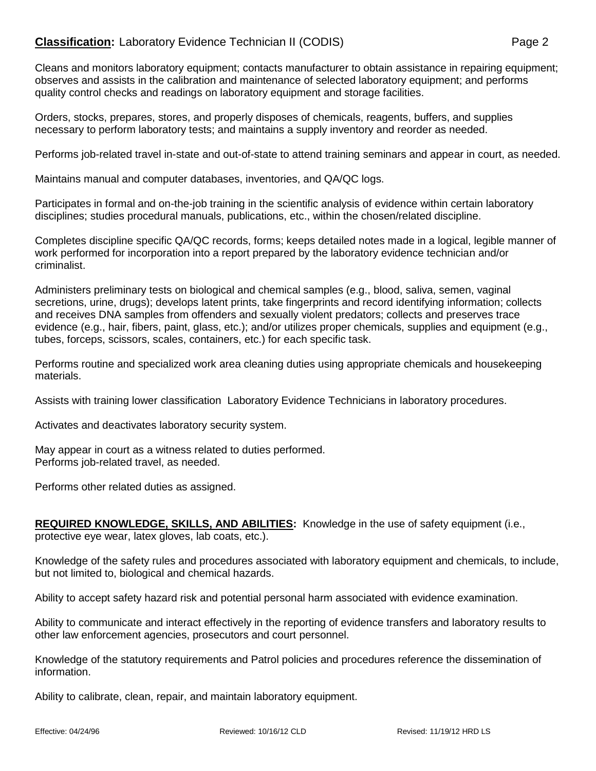Cleans and monitors laboratory equipment; contacts manufacturer to obtain assistance in repairing equipment; observes and assists in the calibration and maintenance of selected laboratory equipment; and performs quality control checks and readings on laboratory equipment and storage facilities.

Orders, stocks, prepares, stores, and properly disposes of chemicals, reagents, buffers, and supplies necessary to perform laboratory tests; and maintains a supply inventory and reorder as needed.

Performs job-related travel in-state and out-of-state to attend training seminars and appear in court, as needed.

Maintains manual and computer databases, inventories, and QA/QC logs.

Participates in formal and on-the-job training in the scientific analysis of evidence within certain laboratory disciplines; studies procedural manuals, publications, etc., within the chosen/related discipline.

Completes discipline specific QA/QC records, forms; keeps detailed notes made in a logical, legible manner of work performed for incorporation into a report prepared by the laboratory evidence technician and/or criminalist.

Administers preliminary tests on biological and chemical samples (e.g., blood, saliva, semen, vaginal secretions, urine, drugs); develops latent prints, take fingerprints and record identifying information; collects and receives DNA samples from offenders and sexually violent predators; collects and preserves trace evidence (e.g., hair, fibers, paint, glass, etc.); and/or utilizes proper chemicals, supplies and equipment (e.g., tubes, forceps, scissors, scales, containers, etc.) for each specific task.

Performs routine and specialized work area cleaning duties using appropriate chemicals and housekeeping materials.

Assists with training lower classification Laboratory Evidence Technicians in laboratory procedures.

Activates and deactivates laboratory security system.

May appear in court as a witness related to duties performed.
Performs job-related travel, as needed.

Performs other related duties as assigned.

**REQUIRED KNOWLEDGE, SKILLS, AND ABILITIES:** Knowledge in the use of safety equipment (i.e., protective eye wear, latex gloves, lab coats, etc.).

Knowledge of the safety rules and procedures associated with laboratory equipment and chemicals, to include, but not limited to, biological and chemical hazards.

Ability to accept safety hazard risk and potential personal harm associated with evidence examination.

Ability to communicate and interact effectively in the reporting of evidence transfers and laboratory results to other law enforcement agencies, prosecutors and court personnel.

Knowledge of the statutory requirements and Patrol policies and procedures reference the dissemination of information.

Ability to calibrate, clean, repair, and maintain laboratory equipment.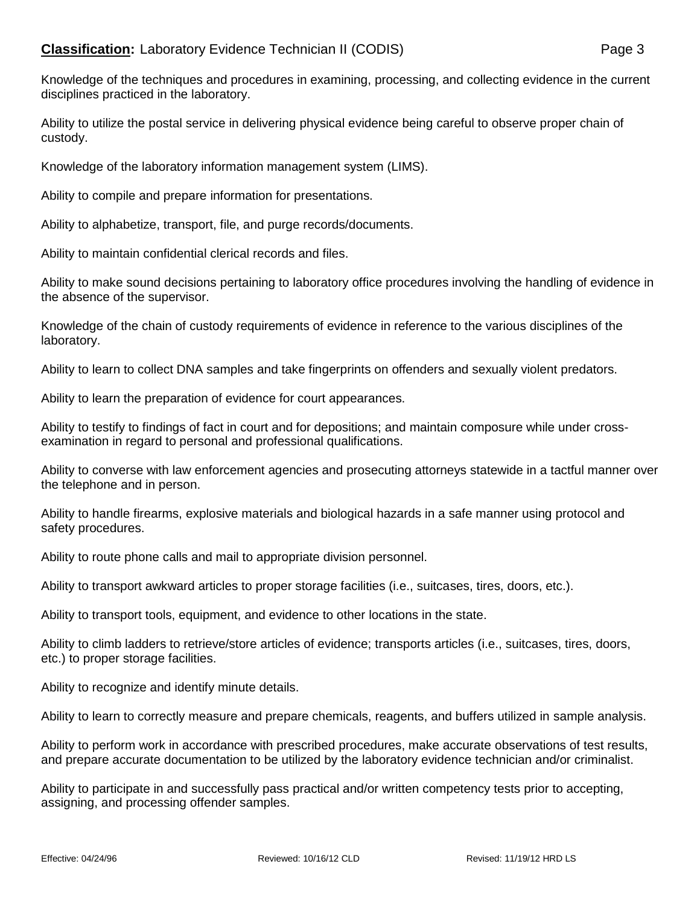Knowledge of the techniques and procedures in examining, processing, and collecting evidence in the current disciplines practiced in the laboratory.

Ability to utilize the postal service in delivering physical evidence being careful to observe proper chain of custody.

Knowledge of the laboratory information management system (LIMS).

Ability to compile and prepare information for presentations.

Ability to alphabetize, transport, file, and purge records/documents.

Ability to maintain confidential clerical records and files.

Ability to make sound decisions pertaining to laboratory office procedures involving the handling of evidence in the absence of the supervisor.

Knowledge of the chain of custody requirements of evidence in reference to the various disciplines of the laboratory.

Ability to learn to collect DNA samples and take fingerprints on offenders and sexually violent predators.

Ability to learn the preparation of evidence for court appearances.

Ability to testify to findings of fact in court and for depositions; and maintain composure while under cross-examination in regard to personal and professional qualifications.

Ability to converse with law enforcement agencies and prosecuting attorneys statewide in a tactful manner over the telephone and in person.

Ability to handle firearms, explosive materials and biological hazards in a safe manner using protocol and safety procedures.

Ability to route phone calls and mail to appropriate division personnel.

Ability to transport awkward articles to proper storage facilities (i.e., suitcases, tires, doors, etc.).

Ability to transport tools, equipment, and evidence to other locations in the state.

Ability to climb ladders to retrieve/store articles of evidence; transports articles (i.e., suitcases, tires, doors, etc.) to proper storage facilities.

Ability to recognize and identify minute details.

Ability to learn to correctly measure and prepare chemicals, reagents, and buffers utilized in sample analysis.

Ability to perform work in accordance with prescribed procedures, make accurate observations of test results, and prepare accurate documentation to be utilized by the laboratory evidence technician and/or criminalist.

Ability to participate in and successfully pass practical and/or written competency tests prior to accepting, assigning, and processing offender samples.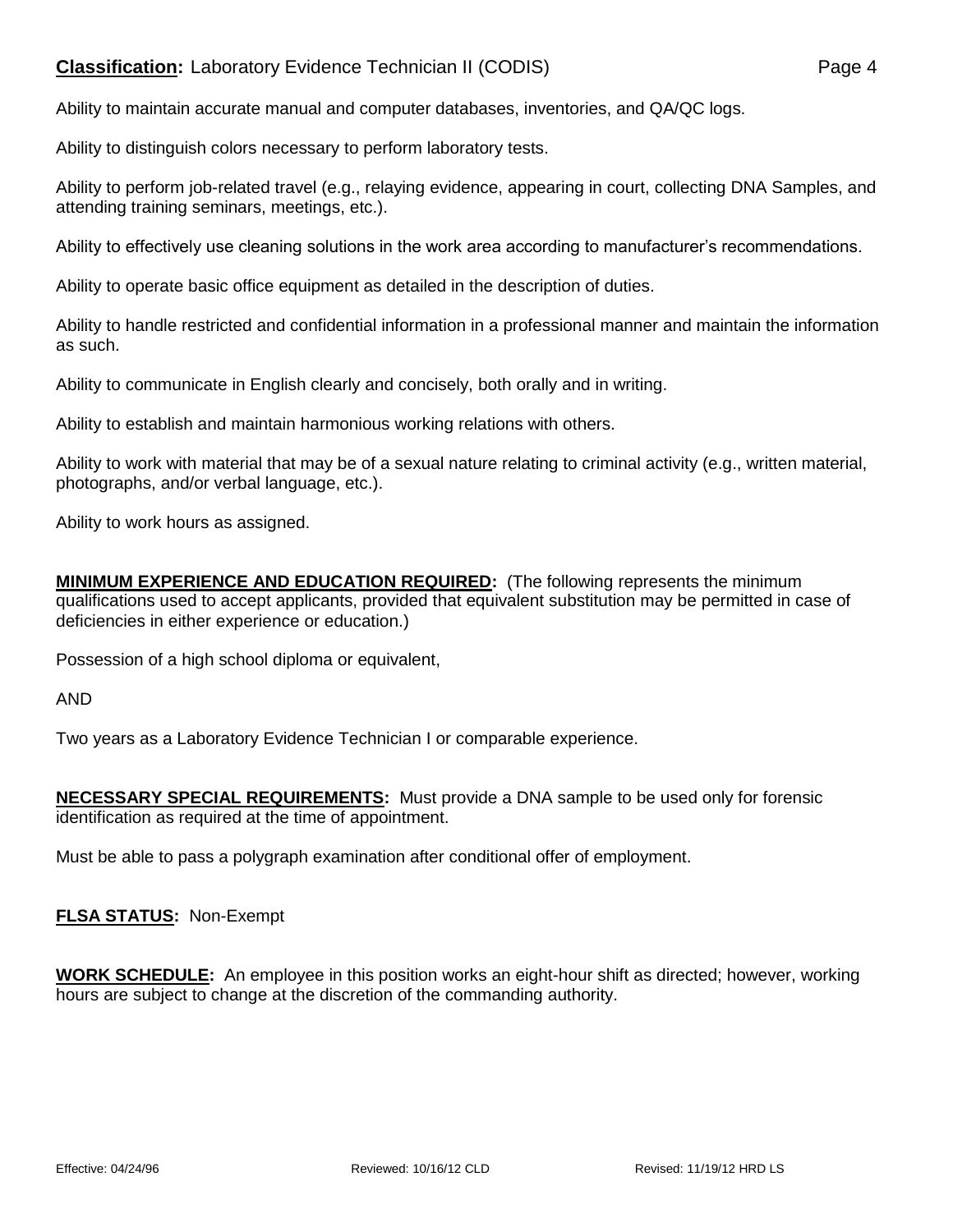Ability to maintain accurate manual and computer databases, inventories, and QA/QC logs.

Ability to distinguish colors necessary to perform laboratory tests.

Ability to perform job-related travel (e.g., relaying evidence, appearing in court, collecting DNA Samples, and attending training seminars, meetings, etc.).

Ability to effectively use cleaning solutions in the work area according to manufacturer's recommendations.

Ability to operate basic office equipment as detailed in the description of duties.

Ability to handle restricted and confidential information in a professional manner and maintain the information as such.

Ability to communicate in English clearly and concisely, both orally and in writing.

Ability to establish and maintain harmonious working relations with others.

Ability to work with material that may be of a sexual nature relating to criminal activity (e.g., written material, photographs, and/or verbal language, etc.).

Ability to work hours as assigned.

**MINIMUM EXPERIENCE AND EDUCATION REQUIRED:** (The following represents the minimum qualifications used to accept applicants, provided that equivalent substitution may be permitted in case of deficiencies in either experience or education.)

Possession of a high school diploma or equivalent,

AND

Two years as a Laboratory Evidence Technician I or comparable experience.

**NECESSARY SPECIAL REQUIREMENTS:** Must provide a DNA sample to be used only for forensic identification as required at the time of appointment.

Must be able to pass a polygraph examination after conditional offer of employment.

**FLSA STATUS:** Non-Exempt

**WORK SCHEDULE:** An employee in this position works an eight-hour shift as directed; however, working hours are subject to change at the discretion of the commanding authority.

Effective: 04/24/96    Reviewed: 10/16/12 CLD    Revised: 11/19/12 HRD LS